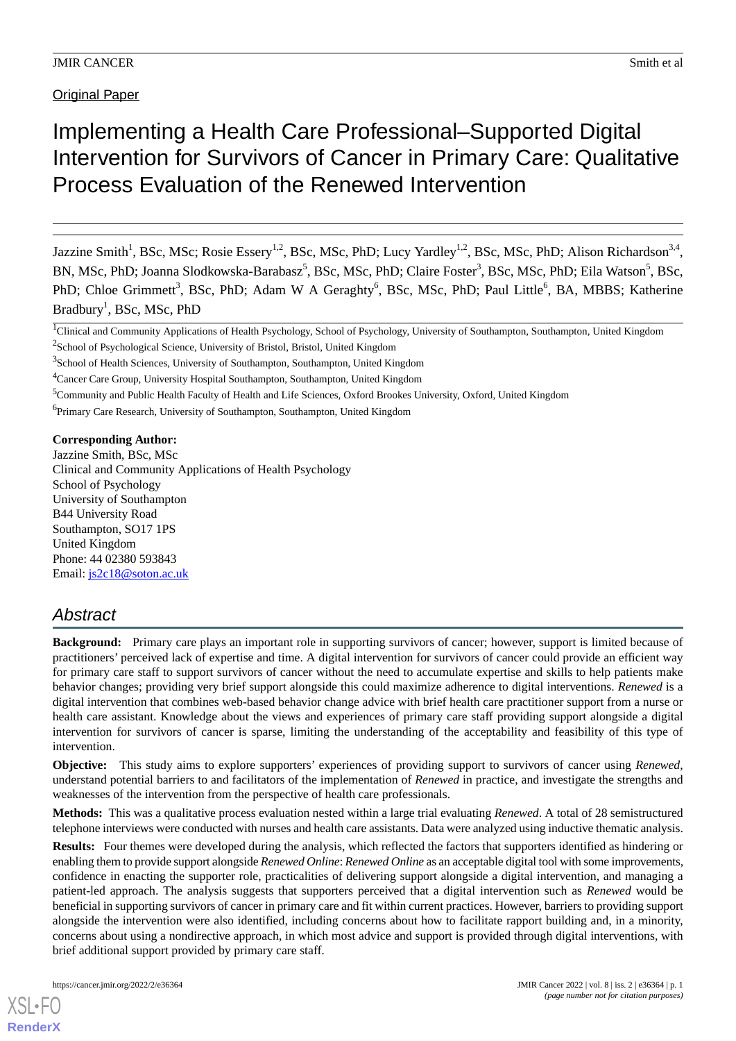Original Paper

# Implementing a Health Care Professional–Supported Digital Intervention for Survivors of Cancer in Primary Care: Qualitative Process Evaluation of the Renewed Intervention

Jazzine Smith[1], BSc, MSc; Rosie Essery[1,2], BSc, MSc, PhD; Lucy Yardley[1,2], BSc, MSc, PhD; Alison Richardson[3,4], BN, MSc, PhD; Joanna Slodkowska-Barabasz[5], BSc, MSc, PhD; Claire Foster[3], BSc, MSc, PhD; Eila Watson[5], BSc, PhD; Chloe Grimmett[3], BSc, PhD; Adam W A Geraghty[6], BSc, MSc, PhD; Paul Little[6], BA, MBBS; Katherine Bradbury[1], BSc, MSc, PhD

[1]Clinical and Community Applications of Health Psychology, School of Psychology, University of Southampton, Southampton, United Kingdom

[2]School of Psychological Science, University of Bristol, Bristol, United Kingdom

[3]School of Health Sciences, University of Southampton, Southampton, United Kingdom

[4]Cancer Care Group, University Hospital Southampton, Southampton, United Kingdom

[5]Community and Public Health Faculty of Health and Life Sciences, Oxford Brookes University, Oxford, United Kingdom

[6]Primary Care Research, University of Southampton, Southampton, United Kingdom

**Corresponding Author:**
Jazzine Smith, BSc, MSc
Clinical and Community Applications of Health Psychology
School of Psychology
University of Southampton
B44 University Road
Southampton, SO17 1PS
United Kingdom
Phone: 44 02380 593843
Email: js2c18@soton.ac.uk

## Abstract

**Background:** Primary care plays an important role in supporting survivors of cancer; however, support is limited because of practitioners' perceived lack of expertise and time. A digital intervention for survivors of cancer could provide an efficient way for primary care staff to support survivors of cancer without the need to accumulate expertise and skills to help patients make behavior changes; providing very brief support alongside this could maximize adherence to digital interventions. *Renewed* is a digital intervention that combines web-based behavior change advice with brief health care practitioner support from a nurse or health care assistant. Knowledge about the views and experiences of primary care staff providing support alongside a digital intervention for survivors of cancer is sparse, limiting the understanding of the acceptability and feasibility of this type of intervention.

**Objective:** This study aims to explore supporters' experiences of providing support to survivors of cancer using *Renewed*, understand potential barriers to and facilitators of the implementation of *Renewed* in practice, and investigate the strengths and weaknesses of the intervention from the perspective of health care professionals.

**Methods:** This was a qualitative process evaluation nested within a large trial evaluating *Renewed*. A total of 28 semistructured telephone interviews were conducted with nurses and health care assistants. Data were analyzed using inductive thematic analysis.

**Results:** Four themes were developed during the analysis, which reflected the factors that supporters identified as hindering or enabling them to provide support alongside *Renewed Online*: *Renewed Online* as an acceptable digital tool with some improvements, confidence in enacting the supporter role, practicalities of delivering support alongside a digital intervention, and managing a patient-led approach. The analysis suggests that supporters perceived that a digital intervention such as *Renewed* would be beneficial in supporting survivors of cancer in primary care and fit within current practices. However, barriers to providing support alongside the intervention were also identified, including concerns about how to facilitate rapport building and, in a minority, concerns about using a nondirective approach, in which most advice and support is provided through digital interventions, with brief additional support provided by primary care staff.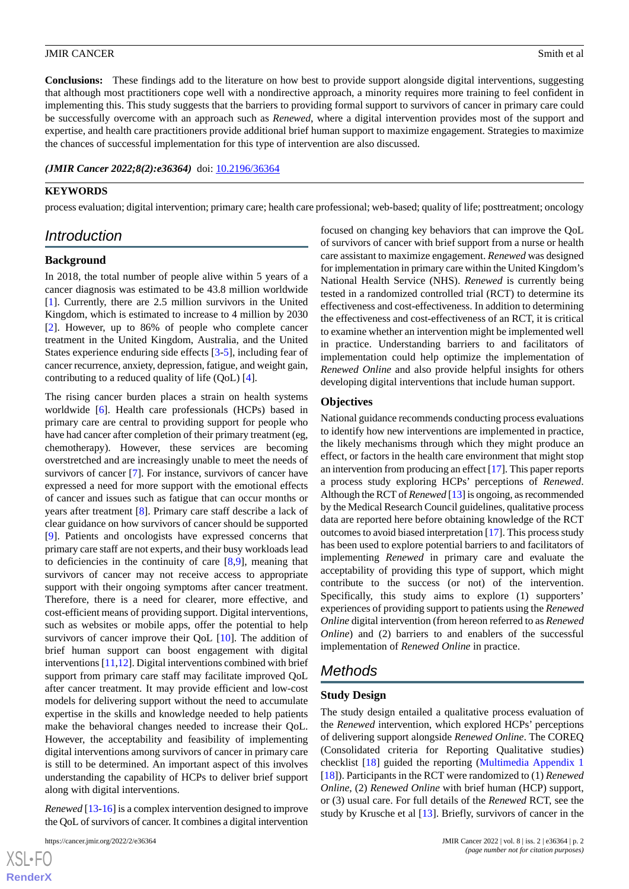**Conclusions:** These findings add to the literature on how best to provide support alongside digital interventions, suggesting that although most practitioners cope well with a nondirective approach, a minority requires more training to feel confident in implementing this. This study suggests that the barriers to providing formal support to survivors of cancer in primary care could be successfully overcome with an approach such as *Renewed*, where a digital intervention provides most of the support and expertise, and health care practitioners provide additional brief human support to maximize engagement. Strategies to maximize the chances of successful implementation for this type of intervention are also discussed.

***(JMIR Cancer 2022;8(2):e36364)*** doi: 10.2196/36364

**KEYWORDS**

process evaluation; digital intervention; primary care; health care professional; web-based; quality of life; posttreatment; oncology

## Introduction

### Background

In 2018, the total number of people alive within 5 years of a cancer diagnosis was estimated to be 43.8 million worldwide [1]. Currently, there are 2.5 million survivors in the United Kingdom, which is estimated to increase to 4 million by 2030 [2]. However, up to 86% of people who complete cancer treatment in the United Kingdom, Australia, and the United States experience enduring side effects [3-5], including fear of cancer recurrence, anxiety, depression, fatigue, and weight gain, contributing to a reduced quality of life (QoL) [4].

The rising cancer burden places a strain on health systems worldwide [6]. Health care professionals (HCPs) based in primary care are central to providing support for people who have had cancer after completion of their primary treatment (eg, chemotherapy). However, these services are becoming overstretched and are increasingly unable to meet the needs of survivors of cancer [7]. For instance, survivors of cancer have expressed a need for more support with the emotional effects of cancer and issues such as fatigue that can occur months or years after treatment [8]. Primary care staff describe a lack of clear guidance on how survivors of cancer should be supported [9]. Patients and oncologists have expressed concerns that primary care staff are not experts, and their busy workloads lead to deficiencies in the continuity of care [8,9], meaning that survivors of cancer may not receive access to appropriate support with their ongoing symptoms after cancer treatment. Therefore, there is a need for clearer, more effective, and cost-efficient means of providing support. Digital interventions, such as websites or mobile apps, offer the potential to help survivors of cancer improve their QoL [10]. The addition of brief human support can boost engagement with digital interventions [11,12]. Digital interventions combined with brief support from primary care staff may facilitate improved QoL after cancer treatment. It may provide efficient and low-cost models for delivering support without the need to accumulate expertise in the skills and knowledge needed to help patients make the behavioral changes needed to increase their QoL. However, the acceptability and feasibility of implementing digital interventions among survivors of cancer in primary care is still to be determined. An important aspect of this involves understanding the capability of HCPs to deliver brief support along with digital interventions.

*Renewed* [13-16] is a complex intervention designed to improve the QoL of survivors of cancer. It combines a digital intervention focused on changing key behaviors that can improve the QoL of survivors of cancer with brief support from a nurse or health care assistant to maximize engagement. *Renewed* was designed for implementation in primary care within the United Kingdom's National Health Service (NHS). *Renewed* is currently being tested in a randomized controlled trial (RCT) to determine its effectiveness and cost-effectiveness. In addition to determining the effectiveness and cost-effectiveness of an RCT, it is critical to examine whether an intervention might be implemented well in practice. Understanding barriers to and facilitators of implementation could help optimize the implementation of *Renewed Online* and also provide helpful insights for others developing digital interventions that include human support.

### Objectives

National guidance recommends conducting process evaluations to identify how new interventions are implemented in practice, the likely mechanisms through which they might produce an effect, or factors in the health care environment that might stop an intervention from producing an effect [17]. This paper reports a process study exploring HCPs' perceptions of *Renewed*. Although the RCT of *Renewed* [13] is ongoing, as recommended by the Medical Research Council guidelines, qualitative process data are reported here before obtaining knowledge of the RCT outcomes to avoid biased interpretation [17]. This process study has been used to explore potential barriers to and facilitators of implementing *Renewed* in primary care and evaluate the acceptability of providing this type of support, which might contribute to the success (or not) of the intervention. Specifically, this study aims to explore (1) supporters' experiences of providing support to patients using the *Renewed Online* digital intervention (from hereon referred to as *Renewed Online*) and (2) barriers to and enablers of the successful implementation of *Renewed Online* in practice.

## Methods

### Study Design

The study design entailed a qualitative process evaluation of the *Renewed* intervention, which explored HCPs' perceptions of delivering support alongside *Renewed Online*. The COREQ (Consolidated criteria for Reporting Qualitative studies) checklist [18] guided the reporting (Multimedia Appendix 1 [18]). Participants in the RCT were randomized to (1) *Renewed Online*, (2) *Renewed Online* with brief human (HCP) support, or (3) usual care. For full details of the *Renewed* RCT, see the study by Krusche et al [13]. Briefly, survivors of cancer in the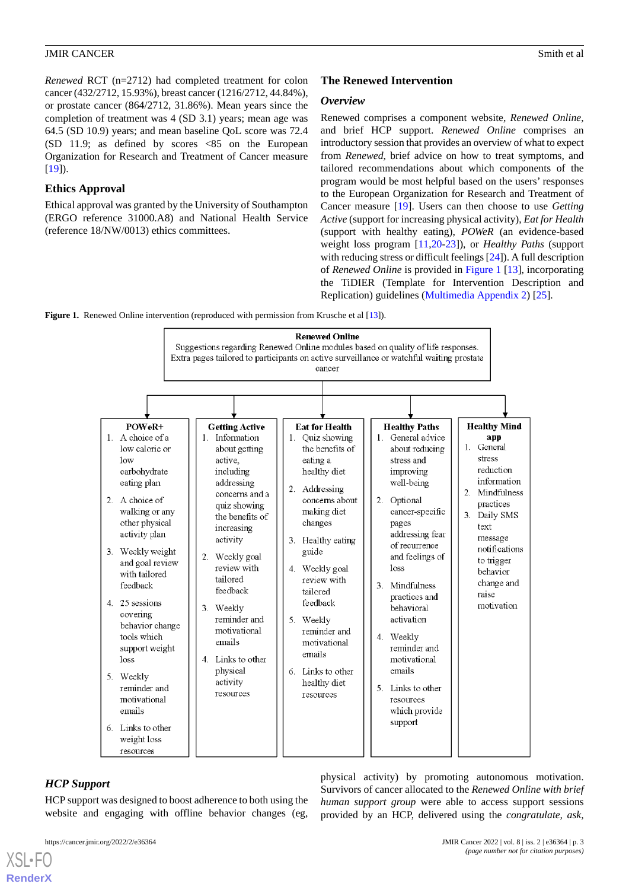*Renewed* RCT (n=2712) had completed treatment for colon cancer (432/2712, 15.93%), breast cancer (1216/2712, 44.84%), or prostate cancer (864/2712, 31.86%). Mean years since the completion of treatment was 4 (SD 3.1) years; mean age was 64.5 (SD 10.9) years; and mean baseline QoL score was 72.4 (SD 11.9; as defined by scores <85 on the European Organization for Research and Treatment of Cancer measure [19]).

## Ethics Approval

Ethical approval was granted by the University of Southampton (ERGO reference 31000.A8) and National Health Service (reference 18/NW/0013) ethics committees.

## The Renewed Intervention

### Overview

Renewed comprises a component website, *Renewed Online*, and brief HCP support. *Renewed Online* comprises an introductory session that provides an overview of what to expect from *Renewed*, brief advice on how to treat symptoms, and tailored recommendations about which components of the program would be most helpful based on the users' responses to the European Organization for Research and Treatment of Cancer measure [19]. Users can then choose to use *Getting Active* (support for increasing physical activity), *Eat for Health* (support with healthy eating), *POWeR* (an evidence-based weight loss program [11,20-23]), or *Healthy Paths* (support with reducing stress or difficult feelings [24]). A full description of *Renewed Online* is provided in Figure 1 [13], incorporating the TiDIER (Template for Intervention Description and Replication) guidelines (Multimedia Appendix 2) [25].

**Figure 1.** Renewed Online intervention (reproduced with permission from Krusche et al [13]).

**Renewed Online**
Suggestions regarding Renewed Online modules based on quality of life responses.
Extra pages tailored to participants on active surveillance or watchful waiting prostate cancer

| POWeR+ | Getting Active | Eat for Health | Healthy Paths | Healthy Mind app |
|---|---|---|---|---|
| 1. A choice of a low calorie or low carbohydrate eating plan<br>2. A choice of walking or any other physical activity plan<br>3. Weekly weight and goal review with tailored feedback<br>4. 25 sessions covering behavior change tools which support weight loss<br>5. Weekly reminder and motivational emails<br>6. Links to other weight loss resources | 1. Information about getting active, including addressing concerns and a quiz showing the benefits of increasing activity<br>2. Weekly goal review with tailored feedback<br>3. Weekly reminder and motivational emails<br>4. Links to other physical activity resources | 1. Quiz showing the benefits of eating a healthy diet<br>2. Addressing concerns about making diet changes<br>3. Healthy eating guide<br>4. Weekly goal review with tailored feedback<br>5. Weekly reminder and motivational emails<br>6. Links to other healthy diet resources | 1. General advice about reducing stress and improving well-being<br>2. Optional cancer-specific pages addressing fear of recurrence and feelings of loss<br>3. Mindfulness practices and behavioral activation<br>4. Weekly reminder and motivational emails<br>5. Links to other resources which provide support | 1. General stress reduction information<br>2. Mindfulness practices<br>3. Daily SMS text message notifications to trigger behavior change and raise motivation |

### HCP Support

HCP support was designed to boost adherence to both using the website and engaging with offline behavior changes (eg, physical activity) by promoting autonomous motivation. Survivors of cancer allocated to the *Renewed Online with brief human support group* were able to access support sessions provided by an HCP, delivered using the *congratulate, ask,*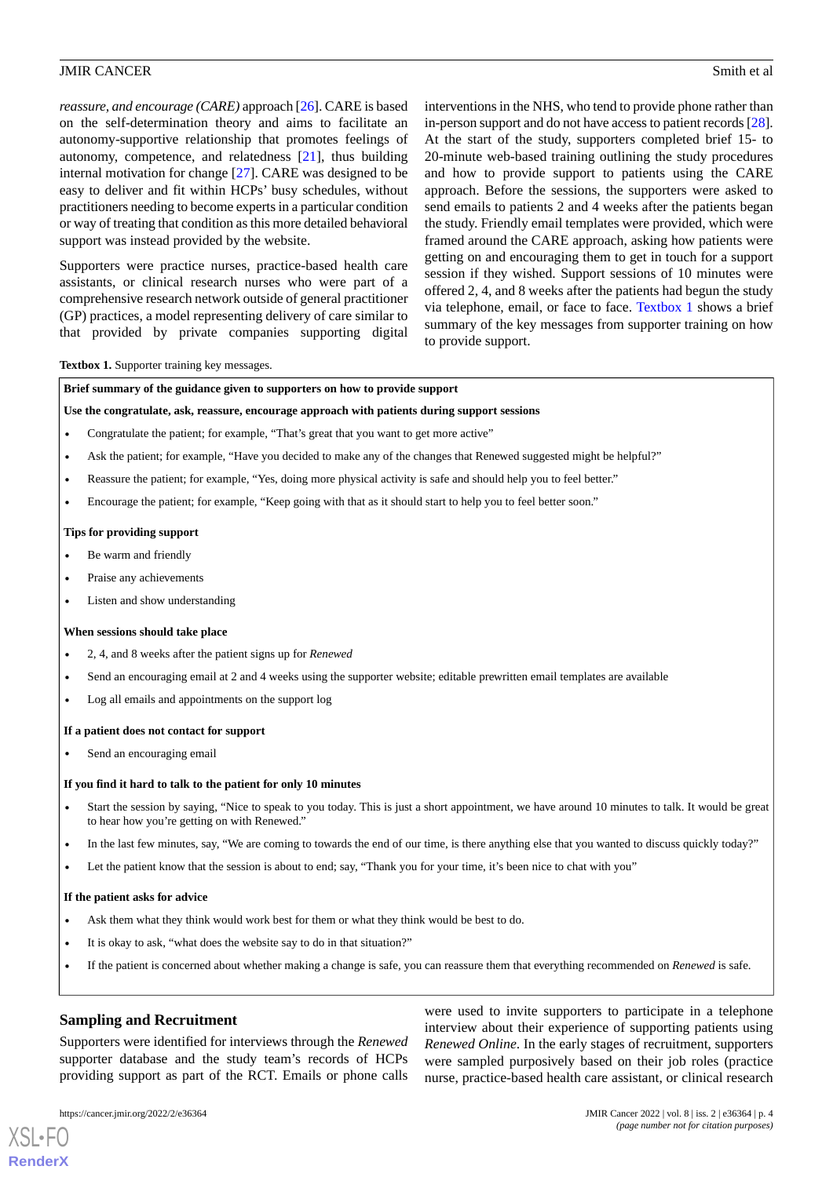*reassure, and encourage (CARE)* approach [26]. CARE is based on the self-determination theory and aims to facilitate an autonomy-supportive relationship that promotes feelings of autonomy, competence, and relatedness [21], thus building internal motivation for change [27]. CARE was designed to be easy to deliver and fit within HCPs' busy schedules, without practitioners needing to become experts in a particular condition or way of treating that condition as this more detailed behavioral support was instead provided by the website.

Supporters were practice nurses, practice-based health care assistants, or clinical research nurses who were part of a comprehensive research network outside of general practitioner (GP) practices, a model representing delivery of care similar to that provided by private companies supporting digital interventions in the NHS, who tend to provide phone rather than in-person support and do not have access to patient records [28]. At the start of the study, supporters completed brief 15- to 20-minute web-based training outlining the study procedures and how to provide support to patients using the CARE approach. Before the sessions, the supporters were asked to send emails to patients 2 and 4 weeks after the patients began the study. Friendly email templates were provided, which were framed around the CARE approach, asking how patients were getting on and encouraging them to get in touch for a support session if they wished. Support sessions of 10 minutes were offered 2, 4, and 8 weeks after the patients had begun the study via telephone, email, or face to face. Textbox 1 shows a brief summary of the key messages from supporter training on how to provide support.

**Textbox 1.** Supporter training key messages.

**Brief summary of the guidance given to supporters on how to provide support**

**Use the congratulate, ask, reassure, encourage approach with patients during support sessions**

- Congratulate the patient; for example, "That's great that you want to get more active"
- Ask the patient; for example, "Have you decided to make any of the changes that Renewed suggested might be helpful?"
- Reassure the patient; for example, "Yes, doing more physical activity is safe and should help you to feel better."
- Encourage the patient; for example, "Keep going with that as it should start to help you to feel better soon."

**Tips for providing support**

- Be warm and friendly
- Praise any achievements
- Listen and show understanding

**When sessions should take place**

- 2, 4, and 8 weeks after the patient signs up for *Renewed*
- Send an encouraging email at 2 and 4 weeks using the supporter website; editable prewritten email templates are available
- Log all emails and appointments on the support log

**If a patient does not contact for support**

- Send an encouraging email

**If you find it hard to talk to the patient for only 10 minutes**

- Start the session by saying, "Nice to speak to you today. This is just a short appointment, we have around 10 minutes to talk. It would be great to hear how you're getting on with Renewed."
- In the last few minutes, say, "We are coming to towards the end of our time, is there anything else that you wanted to discuss quickly today?"
- Let the patient know that the session is about to end; say, "Thank you for your time, it's been nice to chat with you"

**If the patient asks for advice**

- Ask them what they think would work best for them or what they think would be best to do.
- It is okay to ask, "what does the website say to do in that situation?"
- If the patient is concerned about whether making a change is safe, you can reassure them that everything recommended on *Renewed* is safe.

## Sampling and Recruitment

Supporters were identified for interviews through the *Renewed* supporter database and the study team's records of HCPs providing support as part of the RCT. Emails or phone calls were used to invite supporters to participate in a telephone interview about their experience of supporting patients using *Renewed Online*. In the early stages of recruitment, supporters were sampled purposively based on their job roles (practice nurse, practice-based health care assistant, or clinical research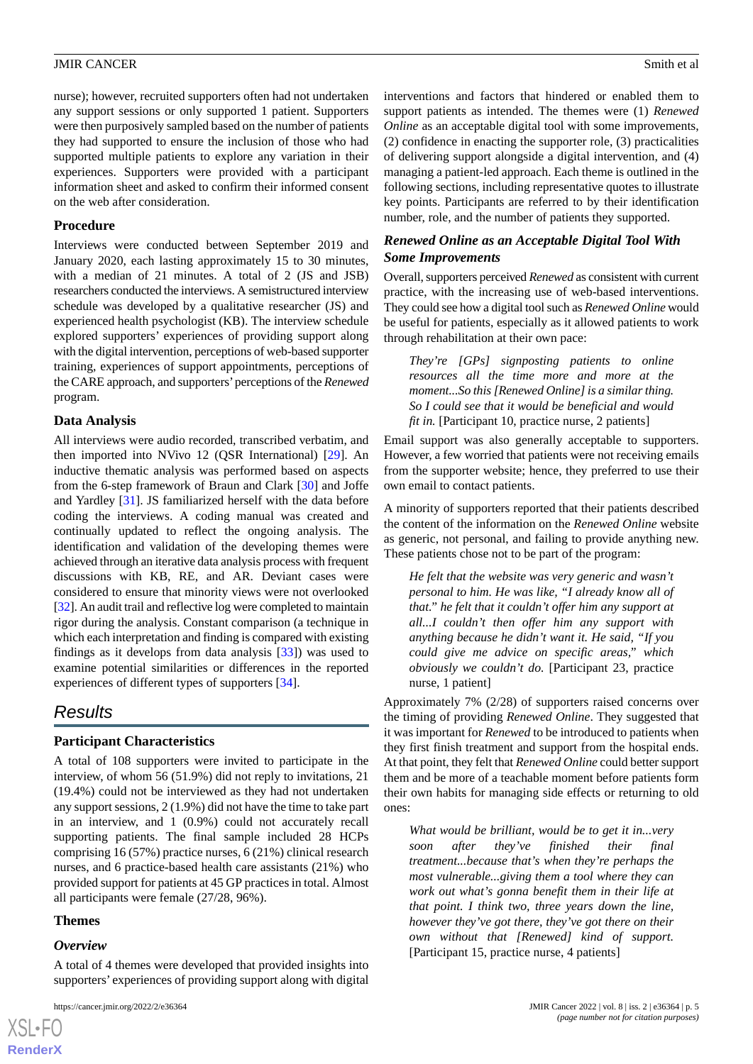nurse); however, recruited supporters often had not undertaken any support sessions or only supported 1 patient. Supporters were then purposively sampled based on the number of patients they had supported to ensure the inclusion of those who had supported multiple patients to explore any variation in their experiences. Supporters were provided with a participant information sheet and asked to confirm their informed consent on the web after consideration.

### Procedure

Interviews were conducted between September 2019 and January 2020, each lasting approximately 15 to 30 minutes, with a median of 21 minutes. A total of 2 (JS and JSB) researchers conducted the interviews. A semistructured interview schedule was developed by a qualitative researcher (JS) and experienced health psychologist (KB). The interview schedule explored supporters' experiences of providing support along with the digital intervention, perceptions of web-based supporter training, experiences of support appointments, perceptions of the CARE approach, and supporters' perceptions of the *Renewed* program.

### Data Analysis

All interviews were audio recorded, transcribed verbatim, and then imported into NVivo 12 (QSR International) [29]. An inductive thematic analysis was performed based on aspects from the 6-step framework of Braun and Clark [30] and Joffe and Yardley [31]. JS familiarized herself with the data before coding the interviews. A coding manual was created and continually updated to reflect the ongoing analysis. The identification and validation of the developing themes were achieved through an iterative data analysis process with frequent discussions with KB, RE, and AR. Deviant cases were considered to ensure that minority views were not overlooked [32]. An audit trail and reflective log were completed to maintain rigor during the analysis. Constant comparison (a technique in which each interpretation and finding is compared with existing findings as it develops from data analysis [33]) was used to examine potential similarities or differences in the reported experiences of different types of supporters [34].

## Results

### Participant Characteristics

A total of 108 supporters were invited to participate in the interview, of whom 56 (51.9%) did not reply to invitations, 21 (19.4%) could not be interviewed as they had not undertaken any support sessions, 2 (1.9%) did not have the time to take part in an interview, and 1 (0.9%) could not accurately recall supporting patients. The final sample included 28 HCPs comprising 16 (57%) practice nurses, 6 (21%) clinical research nurses, and 6 practice-based health care assistants (21%) who provided support for patients at 45 GP practices in total. Almost all participants were female (27/28, 96%).

### Themes

#### Overview

A total of 4 themes were developed that provided insights into supporters' experiences of providing support along with digital interventions and factors that hindered or enabled them to support patients as intended. The themes were (1) *Renewed Online* as an acceptable digital tool with some improvements, (2) confidence in enacting the supporter role, (3) practicalities of delivering support alongside a digital intervention, and (4) managing a patient-led approach. Each theme is outlined in the following sections, including representative quotes to illustrate key points. Participants are referred to by their identification number, role, and the number of patients they supported.

#### *Renewed Online* as an Acceptable Digital Tool With Some Improvements

Overall, supporters perceived *Renewed* as consistent with current practice, with the increasing use of web-based interventions. They could see how a digital tool such as *Renewed Online* would be useful for patients, especially as it allowed patients to work through rehabilitation at their own pace:

> *They're [GPs] signposting patients to online resources all the time more and more at the moment...So this [Renewed Online] is a similar thing. So I could see that it would be beneficial and would fit in.* [Participant 10, practice nurse, 2 patients]

Email support was also generally acceptable to supporters. However, a few worried that patients were not receiving emails from the supporter website; hence, they preferred to use their own email to contact patients.

A minority of supporters reported that their patients described the content of the information on the *Renewed Online* website as generic, not personal, and failing to provide anything new. These patients chose not to be part of the program:

> *He felt that the website was very generic and wasn't personal to him. He was like, "I already know all of that." he felt that it couldn't offer him any support at all...I couldn't then offer him any support with anything because he didn't want it. He said, "If you could give me advice on specific areas," which obviously we couldn't do.* [Participant 23, practice nurse, 1 patient]

Approximately 7% (2/28) of supporters raised concerns over the timing of providing *Renewed Online*. They suggested that it was important for *Renewed* to be introduced to patients when they first finish treatment and support from the hospital ends. At that point, they felt that *Renewed Online* could better support them and be more of a teachable moment before patients form their own habits for managing side effects or returning to old ones:

> *What would be brilliant, would be to get it in...very soon after they've finished their final treatment...because that's when they're perhaps the most vulnerable...giving them a tool where they can work out what's gonna benefit them in their life at that point. I think two, three years down the line, however they've got there, they've got there on their own without that [Renewed] kind of support.* [Participant 15, practice nurse, 4 patients]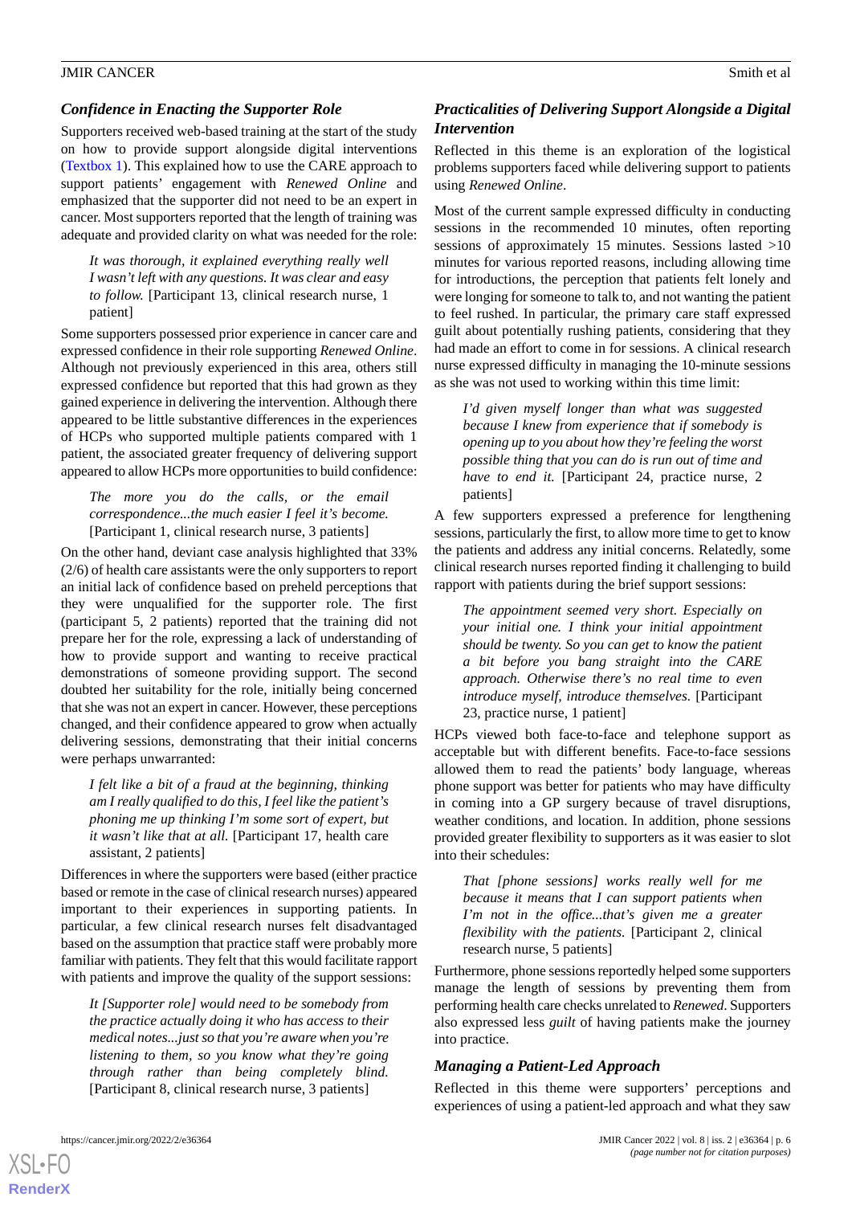### *Confidence in Enacting the Supporter Role*

Supporters received web-based training at the start of the study on how to provide support alongside digital interventions (Textbox 1). This explained how to use the CARE approach to support patients' engagement with *Renewed Online* and emphasized that the supporter did not need to be an expert in cancer. Most supporters reported that the length of training was adequate and provided clarity on what was needed for the role:

> *It was thorough, it explained everything really well I wasn't left with any questions. It was clear and easy to follow.* [Participant 13, clinical research nurse, 1 patient]

Some supporters possessed prior experience in cancer care and expressed confidence in their role supporting *Renewed Online*. Although not previously experienced in this area, others still expressed confidence but reported that this had grown as they gained experience in delivering the intervention. Although there appeared to be little substantive differences in the experiences of HCPs who supported multiple patients compared with 1 patient, the associated greater frequency of delivering support appeared to allow HCPs more opportunities to build confidence:

> *The more you do the calls, or the email correspondence...the much easier I feel it's become.* [Participant 1, clinical research nurse, 3 patients]

On the other hand, deviant case analysis highlighted that 33% (2/6) of health care assistants were the only supporters to report an initial lack of confidence based on preheld perceptions that they were unqualified for the supporter role. The first (participant 5, 2 patients) reported that the training did not prepare her for the role, expressing a lack of understanding of how to provide support and wanting to receive practical demonstrations of someone providing support. The second doubted her suitability for the role, initially being concerned that she was not an expert in cancer. However, these perceptions changed, and their confidence appeared to grow when actually delivering sessions, demonstrating that their initial concerns were perhaps unwarranted:

> *I felt like a bit of a fraud at the beginning, thinking am I really qualified to do this, I feel like the patient's phoning me up thinking I'm some sort of expert, but it wasn't like that at all.* [Participant 17, health care assistant, 2 patients]

Differences in where the supporters were based (either practice based or remote in the case of clinical research nurses) appeared important to their experiences in supporting patients. In particular, a few clinical research nurses felt disadvantaged based on the assumption that practice staff were probably more familiar with patients. They felt that this would facilitate rapport with patients and improve the quality of the support sessions:

> *It [Supporter role] would need to be somebody from the practice actually doing it who has access to their medical notes...just so that you're aware when you're listening to them, so you know what they're going through rather than being completely blind.* [Participant 8, clinical research nurse, 3 patients]

### *Practicalities of Delivering Support Alongside a Digital Intervention*

Reflected in this theme is an exploration of the logistical problems supporters faced while delivering support to patients using *Renewed Online*.

Most of the current sample expressed difficulty in conducting sessions in the recommended 10 minutes, often reporting sessions of approximately 15 minutes. Sessions lasted >10 minutes for various reported reasons, including allowing time for introductions, the perception that patients felt lonely and were longing for someone to talk to, and not wanting the patient to feel rushed. In particular, the primary care staff expressed guilt about potentially rushing patients, considering that they had made an effort to come in for sessions. A clinical research nurse expressed difficulty in managing the 10-minute sessions as she was not used to working within this time limit:

> *I'd given myself longer than what was suggested because I knew from experience that if somebody is opening up to you about how they're feeling the worst possible thing that you can do is run out of time and have to end it.* [Participant 24, practice nurse, 2 patients]

A few supporters expressed a preference for lengthening sessions, particularly the first, to allow more time to get to know the patients and address any initial concerns. Relatedly, some clinical research nurses reported finding it challenging to build rapport with patients during the brief support sessions:

> *The appointment seemed very short. Especially on your initial one. I think your initial appointment should be twenty. So you can get to know the patient a bit before you bang straight into the CARE approach. Otherwise there's no real time to even introduce myself, introduce themselves.* [Participant 23, practice nurse, 1 patient]

HCPs viewed both face-to-face and telephone support as acceptable but with different benefits. Face-to-face sessions allowed them to read the patients' body language, whereas phone support was better for patients who may have difficulty in coming into a GP surgery because of travel disruptions, weather conditions, and location. In addition, phone sessions provided greater flexibility to supporters as it was easier to slot into their schedules:

> *That [phone sessions] works really well for me because it means that I can support patients when I'm not in the office...that's given me a greater flexibility with the patients.* [Participant 2, clinical research nurse, 5 patients]

Furthermore, phone sessions reportedly helped some supporters manage the length of sessions by preventing them from performing health care checks unrelated to *Renewed*. Supporters also expressed less *guilt* of having patients make the journey into practice.

### *Managing a Patient-Led Approach*

Reflected in this theme were supporters' perceptions and experiences of using a patient-led approach and what they saw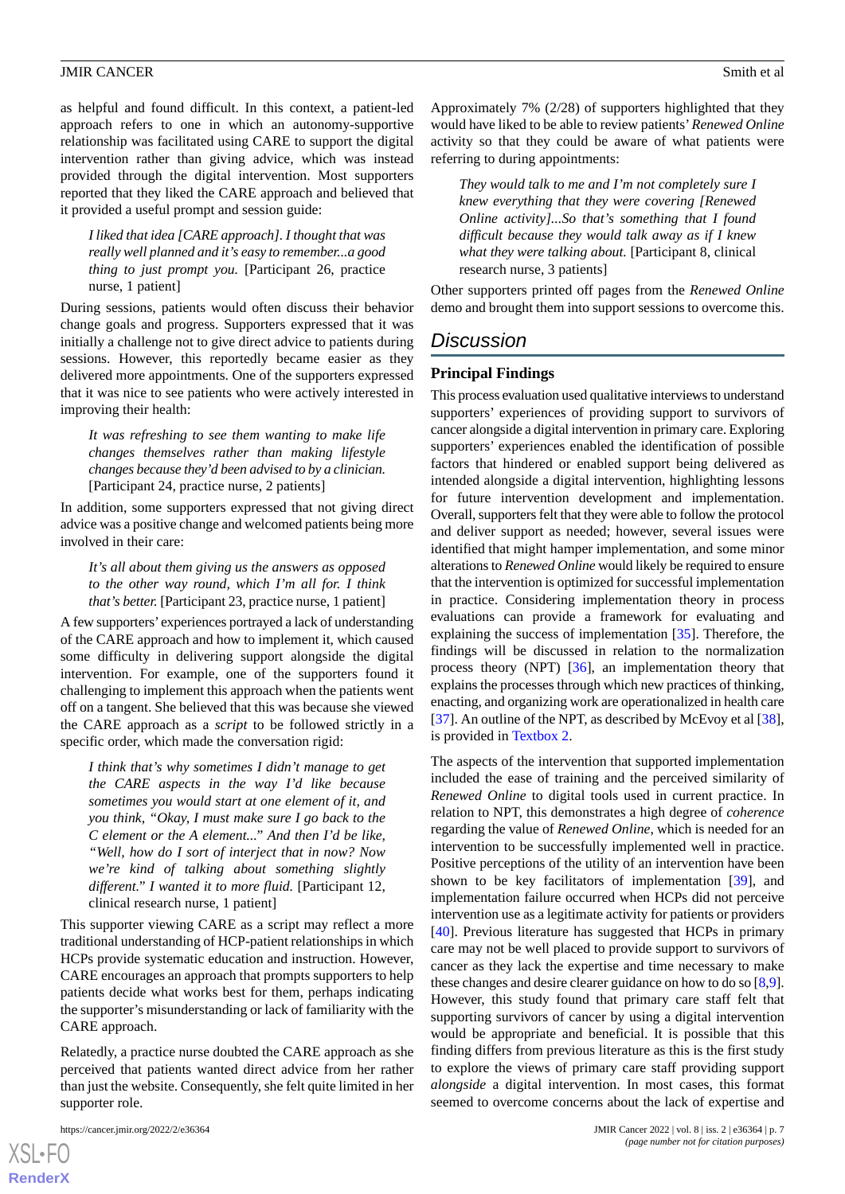as helpful and found difficult. In this context, a patient-led approach refers to one in which an autonomy-supportive relationship was facilitated using CARE to support the digital intervention rather than giving advice, which was instead provided through the digital intervention. Most supporters reported that they liked the CARE approach and believed that it provided a useful prompt and session guide:

> *I liked that idea [CARE approach]. I thought that was really well planned and it's easy to remember...a good thing to just prompt you.* [Participant 26, practice nurse, 1 patient]

During sessions, patients would often discuss their behavior change goals and progress. Supporters expressed that it was initially a challenge not to give direct advice to patients during sessions. However, this reportedly became easier as they delivered more appointments. One of the supporters expressed that it was nice to see patients who were actively interested in improving their health:

> *It was refreshing to see them wanting to make life changes themselves rather than making lifestyle changes because they'd been advised to by a clinician.* [Participant 24, practice nurse, 2 patients]

In addition, some supporters expressed that not giving direct advice was a positive change and welcomed patients being more involved in their care:

> *It's all about them giving us the answers as opposed to the other way round, which I'm all for. I think that's better.* [Participant 23, practice nurse, 1 patient]

A few supporters' experiences portrayed a lack of understanding of the CARE approach and how to implement it, which caused some difficulty in delivering support alongside the digital intervention. For example, one of the supporters found it challenging to implement this approach when the patients went off on a tangent. She believed that this was because she viewed the CARE approach as a *script* to be followed strictly in a specific order, which made the conversation rigid:

> *I think that's why sometimes I didn't manage to get the CARE aspects in the way I'd like because sometimes you would start at one element of it, and you think, "Okay, I must make sure I go back to the C element or the A element..." And then I'd be like, "Well, how do I sort of interject that in now? Now we're kind of talking about something slightly different." I wanted it to more fluid.* [Participant 12, clinical research nurse, 1 patient]

This supporter viewing CARE as a script may reflect a more traditional understanding of HCP-patient relationships in which HCPs provide systematic education and instruction. However, CARE encourages an approach that prompts supporters to help patients decide what works best for them, perhaps indicating the supporter's misunderstanding or lack of familiarity with the CARE approach.

Relatedly, a practice nurse doubted the CARE approach as she perceived that patients wanted direct advice from her rather than just the website. Consequently, she felt quite limited in her supporter role.

Approximately 7% (2/28) of supporters highlighted that they would have liked to be able to review patients' *Renewed Online* activity so that they could be aware of what patients were referring to during appointments:

> *They would talk to me and I'm not completely sure I knew everything that they were covering [Renewed Online activity]...So that's something that I found difficult because they would talk away as if I knew what they were talking about.* [Participant 8, clinical research nurse, 3 patients]

Other supporters printed off pages from the *Renewed Online* demo and brought them into support sessions to overcome this.

## Discussion

### Principal Findings

This process evaluation used qualitative interviews to understand supporters' experiences of providing support to survivors of cancer alongside a digital intervention in primary care. Exploring supporters' experiences enabled the identification of possible factors that hindered or enabled support being delivered as intended alongside a digital intervention, highlighting lessons for future intervention development and implementation. Overall, supporters felt that they were able to follow the protocol and deliver support as needed; however, several issues were identified that might hamper implementation, and some minor alterations to *Renewed Online* would likely be required to ensure that the intervention is optimized for successful implementation in practice. Considering implementation theory in process evaluations can provide a framework for evaluating and explaining the success of implementation [35]. Therefore, the findings will be discussed in relation to the normalization process theory (NPT) [36], an implementation theory that explains the processes through which new practices of thinking, enacting, and organizing work are operationalized in health care [37]. An outline of the NPT, as described by McEvoy et al [38], is provided in Textbox 2.

The aspects of the intervention that supported implementation included the ease of training and the perceived similarity of *Renewed Online* to digital tools used in current practice. In relation to NPT, this demonstrates a high degree of *coherence* regarding the value of *Renewed Online*, which is needed for an intervention to be successfully implemented well in practice. Positive perceptions of the utility of an intervention have been shown to be key facilitators of implementation [39], and implementation failure occurred when HCPs did not perceive intervention use as a legitimate activity for patients or providers [40]. Previous literature has suggested that HCPs in primary care may not be well placed to provide support to survivors of cancer as they lack the expertise and time necessary to make these changes and desire clearer guidance on how to do so [8,9]. However, this study found that primary care staff felt that supporting survivors of cancer by using a digital intervention would be appropriate and beneficial. It is possible that this finding differs from previous literature as this is the first study to explore the views of primary care staff providing support *alongside* a digital intervention. In most cases, this format seemed to overcome concerns about the lack of expertise and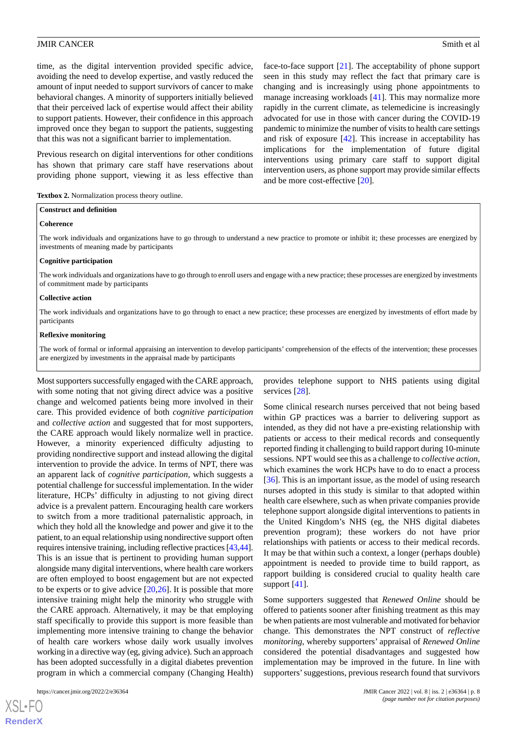time, as the digital intervention provided specific advice, avoiding the need to develop expertise, and vastly reduced the amount of input needed to support survivors of cancer to make behavioral changes. A minority of supporters initially believed that their perceived lack of expertise would affect their ability to support patients. However, their confidence in this approach improved once they began to support the patients, suggesting that this was not a significant barrier to implementation.

Previous research on digital interventions for other conditions has shown that primary care staff have reservations about providing phone support, viewing it as less effective than face-to-face support [21]. The acceptability of phone support seen in this study may reflect the fact that primary care is changing and is increasingly using phone appointments to manage increasing workloads [41]. This may normalize more rapidly in the current climate, as telemedicine is increasingly advocated for use in those with cancer during the COVID-19 pandemic to minimize the number of visits to health care settings and risk of exposure [42]. This increase in acceptability has implications for the implementation of future digital interventions using primary care staff to support digital intervention users, as phone support may provide similar effects and be more cost-effective [20].

**Textbox 2.** Normalization process theory outline.

**Construct and definition**

**Coherence**

The work individuals and organizations have to go through to understand a new practice to promote or inhibit it; these processes are energized by investments of meaning made by participants

**Cognitive participation**

The work individuals and organizations have to go through to enroll users and engage with a new practice; these processes are energized by investments of commitment made by participants

**Collective action**

The work individuals and organizations have to go through to enact a new practice; these processes are energized by investments of effort made by participants

**Reflexive monitoring**

The work of formal or informal appraising an intervention to develop participants' comprehension of the effects of the intervention; these processes are energized by investments in the appraisal made by participants

Most supporters successfully engaged with the CARE approach, with some noting that not giving direct advice was a positive change and welcomed patients being more involved in their care. This provided evidence of both *cognitive participation* and *collective action* and suggested that for most supporters, the CARE approach would likely normalize well in practice. However, a minority experienced difficulty adjusting to providing nondirective support and instead allowing the digital intervention to provide the advice. In terms of NPT, there was an apparent lack of *cognitive participation,* which suggests a potential challenge for successful implementation. In the wider literature, HCPs' difficulty in adjusting to not giving direct advice is a prevalent pattern. Encouraging health care workers to switch from a more traditional paternalistic approach, in which they hold all the knowledge and power and give it to the patient, to an equal relationship using nondirective support often requires intensive training, including reflective practices [43,44]. This is an issue that is pertinent to providing human support alongside many digital interventions, where health care workers are often employed to boost engagement but are not expected to be experts or to give advice [20,26]. It is possible that more intensive training might help the minority who struggle with the CARE approach. Alternatively, it may be that employing staff specifically to provide this support is more feasible than implementing more intensive training to change the behavior of health care workers whose daily work usually involves working in a directive way (eg, giving advice). Such an approach has been adopted successfully in a digital diabetes prevention program in which a commercial company (Changing Health) provides telephone support to NHS patients using digital services [28].

Some clinical research nurses perceived that not being based within GP practices was a barrier to delivering support as intended, as they did not have a pre-existing relationship with patients or access to their medical records and consequently reported finding it challenging to build rapport during 10-minute sessions. NPT would see this as a challenge to *collective action,* which examines the work HCPs have to do to enact a process [36]. This is an important issue, as the model of using research nurses adopted in this study is similar to that adopted within health care elsewhere, such as when private companies provide telephone support alongside digital interventions to patients in the United Kingdom's NHS (eg, the NHS digital diabetes prevention program); these workers do not have prior relationships with patients or access to their medical records. It may be that within such a context, a longer (perhaps double) appointment is needed to provide time to build rapport, as rapport building is considered crucial to quality health care support [41].

Some supporters suggested that *Renewed Online* should be offered to patients sooner after finishing treatment as this may be when patients are most vulnerable and motivated for behavior change. This demonstrates the NPT construct of *reflective monitoring*, whereby supporters' appraisal of *Renewed Online* considered the potential disadvantages and suggested how implementation may be improved in the future. In line with supporters' suggestions, previous research found that survivors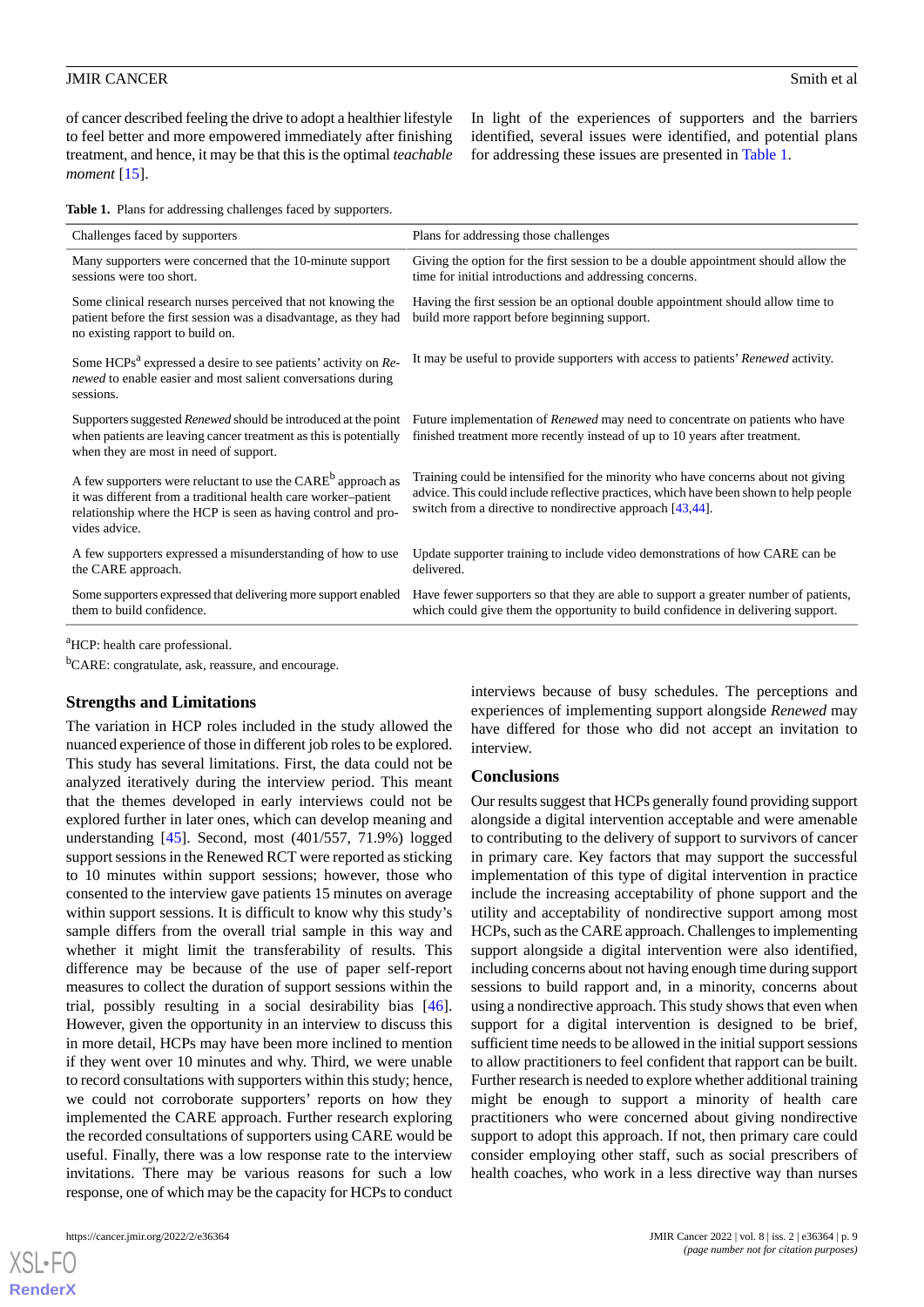of cancer described feeling the drive to adopt a healthier lifestyle to feel better and more empowered immediately after finishing treatment, and hence, it may be that this is the optimal *teachable moment* [15].

In light of the experiences of supporters and the barriers identified, several issues were identified, and potential plans for addressing these issues are presented in Table 1.

**Table 1.** Plans for addressing challenges faced by supporters.

| Challenges faced by supporters | Plans for addressing those challenges |
|---|---|
| Many supporters were concerned that the 10-minute support sessions were too short. | Giving the option for the first session to be a double appointment should allow the time for initial introductions and addressing concerns. |
| Some clinical research nurses perceived that not knowing the patient before the first session was a disadvantage, as they had no existing rapport to build on. | Having the first session be an optional double appointment should allow time to build more rapport before beginning support. |
| Some HCPs[a] expressed a desire to see patients' activity on *Renewed* to enable easier and most salient conversations during sessions. | It may be useful to provide supporters with access to patients' *Renewed* activity. |
| Supporters suggested *Renewed* should be introduced at the point when patients are leaving cancer treatment as this is potentially when they are most in need of support. | Future implementation of *Renewed* may need to concentrate on patients who have finished treatment more recently instead of up to 10 years after treatment. |
| A few supporters were reluctant to use the CARE[b] approach as it was different from a traditional health care worker–patient relationship where the HCP is seen as having control and provides advice. | Training could be intensified for the minority who have concerns about not giving advice. This could include reflective practices, which have been shown to help people switch from a directive to nondirective approach [43,44]. |
| A few supporters expressed a misunderstanding of how to use the CARE approach. | Update supporter training to include video demonstrations of how CARE can be delivered. |
| Some supporters expressed that delivering more support enabled them to build confidence. | Have fewer supporters so that they are able to support a greater number of patients, which could give them the opportunity to build confidence in delivering support. |

[a]HCP: health care professional.

[b]CARE: congratulate, ask, reassure, and encourage.

## Strengths and Limitations

The variation in HCP roles included in the study allowed the nuanced experience of those in different job roles to be explored. This study has several limitations. First, the data could not be analyzed iteratively during the interview period. This meant that the themes developed in early interviews could not be explored further in later ones, which can develop meaning and understanding [45]. Second, most (401/557, 71.9%) logged support sessions in the Renewed RCT were reported as sticking to 10 minutes within support sessions; however, those who consented to the interview gave patients 15 minutes on average within support sessions. It is difficult to know why this study's sample differs from the overall trial sample in this way and whether it might limit the transferability of results. This difference may be because of the use of paper self-report measures to collect the duration of support sessions within the trial, possibly resulting in a social desirability bias [46]. However, given the opportunity in an interview to discuss this in more detail, HCPs may have been more inclined to mention if they went over 10 minutes and why. Third, we were unable to record consultations with supporters within this study; hence, we could not corroborate supporters' reports on how they implemented the CARE approach. Further research exploring the recorded consultations of supporters using CARE would be useful. Finally, there was a low response rate to the interview invitations. There may be various reasons for such a low response, one of which may be the capacity for HCPs to conduct interviews because of busy schedules. The perceptions and experiences of implementing support alongside *Renewed* may have differed for those who did not accept an invitation to interview.

## Conclusions

Our results suggest that HCPs generally found providing support alongside a digital intervention acceptable and were amenable to contributing to the delivery of support to survivors of cancer in primary care. Key factors that may support the successful implementation of this type of digital intervention in practice include the increasing acceptability of phone support and the utility and acceptability of nondirective support among most HCPs, such as the CARE approach. Challenges to implementing support alongside a digital intervention were also identified, including concerns about not having enough time during support sessions to build rapport and, in a minority, concerns about using a nondirective approach. This study shows that even when support for a digital intervention is designed to be brief, sufficient time needs to be allowed in the initial support sessions to allow practitioners to feel confident that rapport can be built. Further research is needed to explore whether additional training might be enough to support a minority of health care practitioners who were concerned about giving nondirective support to adopt this approach. If not, then primary care could consider employing other staff, such as social prescribers of health coaches, who work in a less directive way than nurses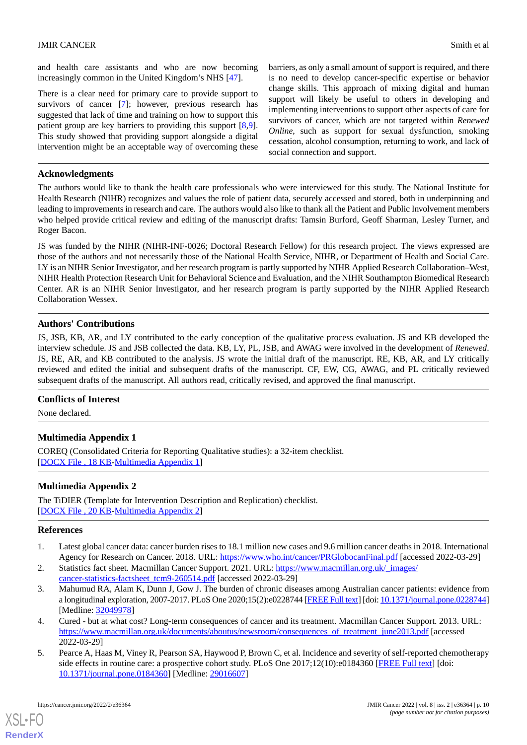and health care assistants and who are now becoming increasingly common in the United Kingdom's NHS [47].

There is a clear need for primary care to provide support to survivors of cancer [7]; however, previous research has suggested that lack of time and training on how to support this patient group are key barriers to providing this support [8,9]. This study showed that providing support alongside a digital intervention might be an acceptable way of overcoming these barriers, as only a small amount of support is required, and there is no need to develop cancer-specific expertise or behavior change skills. This approach of mixing digital and human support will likely be useful to others in developing and implementing interventions to support other aspects of care for survivors of cancer, which are not targeted within *Renewed Online*, such as support for sexual dysfunction, smoking cessation, alcohol consumption, returning to work, and lack of social connection and support.

## Acknowledgments

The authors would like to thank the health care professionals who were interviewed for this study. The National Institute for Health Research (NIHR) recognizes and values the role of patient data, securely accessed and stored, both in underpinning and leading to improvements in research and care. The authors would also like to thank all the Patient and Public Involvement members who helped provide critical review and editing of the manuscript drafts: Tamsin Burford, Geoff Sharman, Lesley Turner, and Roger Bacon.

JS was funded by the NIHR (NIHR-INF-0026; Doctoral Research Fellow) for this research project. The views expressed are those of the authors and not necessarily those of the National Health Service, NIHR, or Department of Health and Social Care. LY is an NIHR Senior Investigator, and her research program is partly supported by NIHR Applied Research Collaboration–West, NIHR Health Protection Research Unit for Behavioral Science and Evaluation, and the NIHR Southampton Biomedical Research Center. AR is an NIHR Senior Investigator, and her research program is partly supported by the NIHR Applied Research Collaboration Wessex.

## Authors' Contributions

JS, JSB, KB, AR, and LY contributed to the early conception of the qualitative process evaluation. JS and KB developed the interview schedule. JS and JSB collected the data. KB, LY, PL, JSB, and AWAG were involved in the development of *Renewed*. JS, RE, AR, and KB contributed to the analysis. JS wrote the initial draft of the manuscript. RE, KB, AR, and LY critically reviewed and edited the initial and subsequent drafts of the manuscript. CF, EW, CG, AWAG, and PL critically reviewed subsequent drafts of the manuscript. All authors read, critically revised, and approved the final manuscript.

## Conflicts of Interest

None declared.

## Multimedia Appendix 1

COREQ (Consolidated Criteria for Reporting Qualitative studies): a 32-item checklist.
[DOCX File , 18 KB-Multimedia Appendix 1]

## Multimedia Appendix 2

The TiDIER (Template for Intervention Description and Replication) checklist.
[DOCX File , 20 KB-Multimedia Appendix 2]

## References

1. Latest global cancer data: cancer burden rises to 18.1 million new cases and 9.6 million cancer deaths in 2018. International Agency for Research on Cancer. 2018. URL: https://www.who.int/cancer/PRGlobocanFinal.pdf [accessed 2022-03-29]
2. Statistics fact sheet. Macmillan Cancer Support. 2021. URL: https://www.macmillan.org.uk/_images/cancer-statistics-factsheet_tcm9-260514.pdf [accessed 2022-03-29]
3. Mahumud RA, Alam K, Dunn J, Gow J. The burden of chronic diseases among Australian cancer patients: evidence from a longitudinal exploration, 2007-2017. PLoS One 2020;15(2):e0228744 [FREE Full text] [doi: 10.1371/journal.pone.0228744] [Medline: 32049978]
4. Cured - but at what cost? Long-term consequences of cancer and its treatment. Macmillan Cancer Support. 2013. URL: https://www.macmillan.org.uk/documents/aboutus/newsroom/consequences_of_treatment_june2013.pdf [accessed 2022-03-29]
5. Pearce A, Haas M, Viney R, Pearson SA, Haywood P, Brown C, et al. Incidence and severity of self-reported chemotherapy side effects in routine care: a prospective cohort study. PLoS One 2017;12(10):e0184360 [FREE Full text] [doi: 10.1371/journal.pone.0184360] [Medline: 29016607]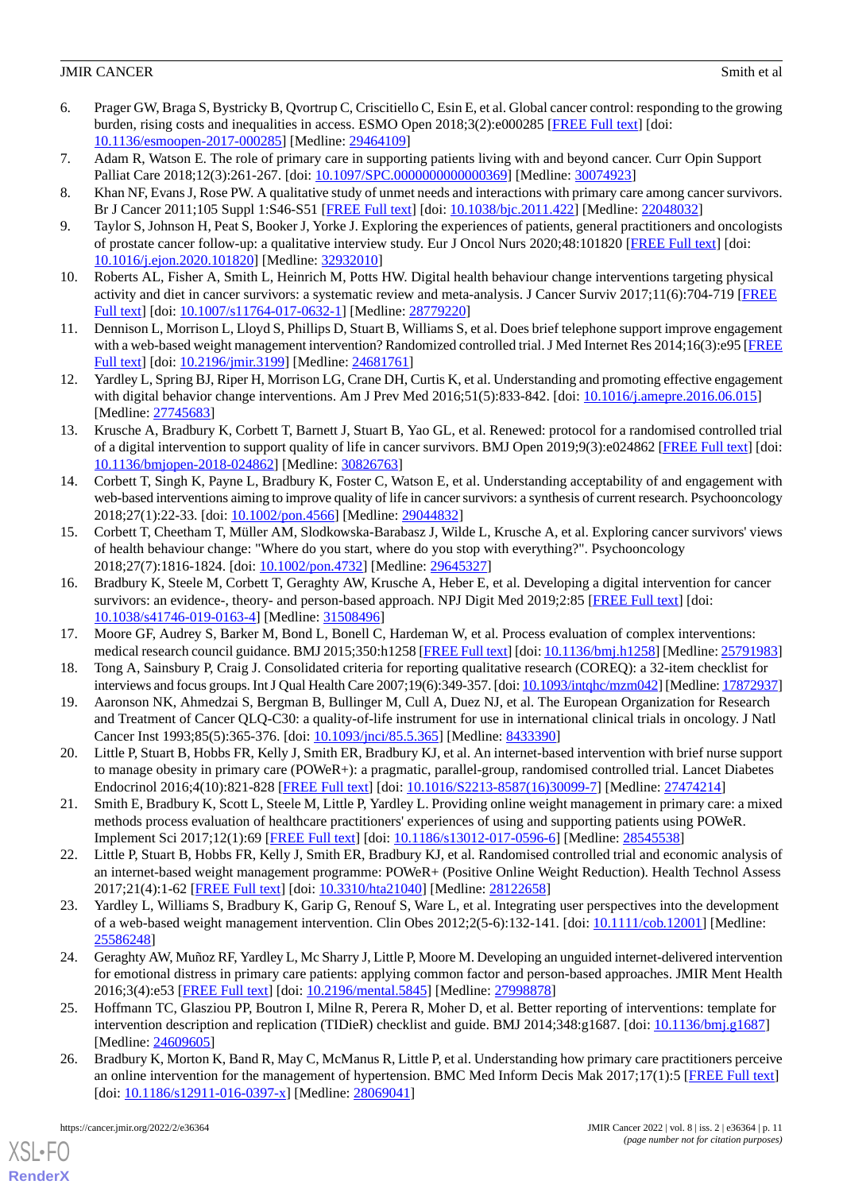6. Prager GW, Braga S, Bystricky B, Qvortrup C, Criscitiello C, Esin E, et al. Global cancer control: responding to the growing burden, rising costs and inequalities in access. ESMO Open 2018;3(2):e000285 [FREE Full text] [doi: 10.1136/esmoopen-2017-000285] [Medline: 29464109]
7. Adam R, Watson E. The role of primary care in supporting patients living with and beyond cancer. Curr Opin Support Palliat Care 2018;12(3):261-267. [doi: 10.1097/SPC.0000000000000369] [Medline: 30074923]
8. Khan NF, Evans J, Rose PW. A qualitative study of unmet needs and interactions with primary care among cancer survivors. Br J Cancer 2011;105 Suppl 1:S46-S51 [FREE Full text] [doi: 10.1038/bjc.2011.422] [Medline: 22048032]
9. Taylor S, Johnson H, Peat S, Booker J, Yorke J. Exploring the experiences of patients, general practitioners and oncologists of prostate cancer follow-up: a qualitative interview study. Eur J Oncol Nurs 2020;48:101820 [FREE Full text] [doi: 10.1016/j.ejon.2020.101820] [Medline: 32932010]
10. Roberts AL, Fisher A, Smith L, Heinrich M, Potts HW. Digital health behaviour change interventions targeting physical activity and diet in cancer survivors: a systematic review and meta-analysis. J Cancer Surviv 2017;11(6):704-719 [FREE Full text] [doi: 10.1007/s11764-017-0632-1] [Medline: 28779220]
11. Dennison L, Morrison L, Lloyd S, Phillips D, Stuart B, Williams S, et al. Does brief telephone support improve engagement with a web-based weight management intervention? Randomized controlled trial. J Med Internet Res 2014;16(3):e95 [FREE Full text] [doi: 10.2196/jmir.3199] [Medline: 24681761]
12. Yardley L, Spring BJ, Riper H, Morrison LG, Crane DH, Curtis K, et al. Understanding and promoting effective engagement with digital behavior change interventions. Am J Prev Med 2016;51(5):833-842. [doi: 10.1016/j.amepre.2016.06.015] [Medline: 27745683]
13. Krusche A, Bradbury K, Corbett T, Barnett J, Stuart B, Yao GL, et al. Renewed: protocol for a randomised controlled trial of a digital intervention to support quality of life in cancer survivors. BMJ Open 2019;9(3):e024862 [FREE Full text] [doi: 10.1136/bmjopen-2018-024862] [Medline: 30826763]
14. Corbett T, Singh K, Payne L, Bradbury K, Foster C, Watson E, et al. Understanding acceptability of and engagement with web-based interventions aiming to improve quality of life in cancer survivors: a synthesis of current research. Psychooncology 2018;27(1):22-33. [doi: 10.1002/pon.4566] [Medline: 29044832]
15. Corbett T, Cheetham T, Müller AM, Slodkowska-Barabasz J, Wilde L, Krusche A, et al. Exploring cancer survivors' views of health behaviour change: "Where do you start, where do you stop with everything?". Psychooncology 2018;27(7):1816-1824. [doi: 10.1002/pon.4732] [Medline: 29645327]
16. Bradbury K, Steele M, Corbett T, Geraghty AW, Krusche A, Heber E, et al. Developing a digital intervention for cancer survivors: an evidence-, theory- and person-based approach. NPJ Digit Med 2019;2:85 [FREE Full text] [doi: 10.1038/s41746-019-0163-4] [Medline: 31508496]
17. Moore GF, Audrey S, Barker M, Bond L, Bonell C, Hardeman W, et al. Process evaluation of complex interventions: medical research council guidance. BMJ 2015;350:h1258 [FREE Full text] [doi: 10.1136/bmj.h1258] [Medline: 25791983]
18. Tong A, Sainsbury P, Craig J. Consolidated criteria for reporting qualitative research (COREQ): a 32-item checklist for interviews and focus groups. Int J Qual Health Care 2007;19(6):349-357. [doi: 10.1093/intqhc/mzm042] [Medline: 17872937]
19. Aaronson NK, Ahmedzai S, Bergman B, Bullinger M, Cull A, Duez NJ, et al. The European Organization for Research and Treatment of Cancer QLQ-C30: a quality-of-life instrument for use in international clinical trials in oncology. J Natl Cancer Inst 1993;85(5):365-376. [doi: 10.1093/jnci/85.5.365] [Medline: 8433390]
20. Little P, Stuart B, Hobbs FR, Kelly J, Smith ER, Bradbury KJ, et al. An internet-based intervention with brief nurse support to manage obesity in primary care (POWeR+): a pragmatic, parallel-group, randomised controlled trial. Lancet Diabetes Endocrinol 2016;4(10):821-828 [FREE Full text] [doi: 10.1016/S2213-8587(16)30099-7] [Medline: 27474214]
21. Smith E, Bradbury K, Scott L, Steele M, Little P, Yardley L. Providing online weight management in primary care: a mixed methods process evaluation of healthcare practitioners' experiences of using and supporting patients using POWeR. Implement Sci 2017;12(1):69 [FREE Full text] [doi: 10.1186/s13012-017-0596-6] [Medline: 28545538]
22. Little P, Stuart B, Hobbs FR, Kelly J, Smith ER, Bradbury KJ, et al. Randomised controlled trial and economic analysis of an internet-based weight management programme: POWeR+ (Positive Online Weight Reduction). Health Technol Assess 2017;21(4):1-62 [FREE Full text] [doi: 10.3310/hta21040] [Medline: 28122658]
23. Yardley L, Williams S, Bradbury K, Garip G, Renouf S, Ware L, et al. Integrating user perspectives into the development of a web-based weight management intervention. Clin Obes 2012;2(5-6):132-141. [doi: 10.1111/cob.12001] [Medline: 25586248]
24. Geraghty AW, Muñoz RF, Yardley L, Mc Sharry J, Little P, Moore M. Developing an unguided internet-delivered intervention for emotional distress in primary care patients: applying common factor and person-based approaches. JMIR Ment Health 2016;3(4):e53 [FREE Full text] [doi: 10.2196/mental.5845] [Medline: 27998878]
25. Hoffmann TC, Glasziou PP, Boutron I, Milne R, Perera R, Moher D, et al. Better reporting of interventions: template for intervention description and replication (TIDieR) checklist and guide. BMJ 2014;348:g1687. [doi: 10.1136/bmj.g1687] [Medline: 24609605]
26. Bradbury K, Morton K, Band R, May C, McManus R, Little P, et al. Understanding how primary care practitioners perceive an online intervention for the management of hypertension. BMC Med Inform Decis Mak 2017;17(1):5 [FREE Full text] [doi: 10.1186/s12911-016-0397-x] [Medline: 28069041]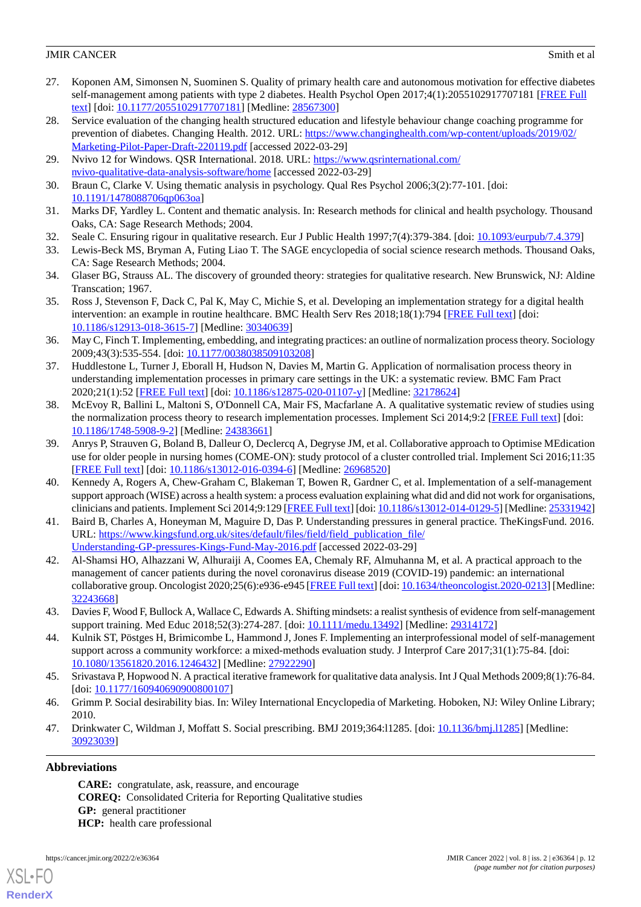27. Koponen AM, Simonsen N, Suominen S. Quality of primary health care and autonomous motivation for effective diabetes self-management among patients with type 2 diabetes. Health Psychol Open 2017;4(1):2055102917707181 [FREE Full text] [doi: 10.1177/2055102917707181] [Medline: 28567300]
28. Service evaluation of the changing health structured education and lifestyle behaviour change coaching programme for prevention of diabetes. Changing Health. 2012. URL: https://www.changinghealth.com/wp-content/uploads/2019/02/Marketing-Pilot-Paper-Draft-220119.pdf [accessed 2022-03-29]
29. Nvivo 12 for Windows. QSR International. 2018. URL: https://www.qsrinternational.com/nvivo-qualitative-data-analysis-software/home [accessed 2022-03-29]
30. Braun C, Clarke V. Using thematic analysis in psychology. Qual Res Psychol 2006;3(2):77-101. [doi: 10.1191/1478088706qp063oa]
31. Marks DF, Yardley L. Content and thematic analysis. In: Research methods for clinical and health psychology. Thousand Oaks, CA: Sage Research Methods; 2004.
32. Seale C. Ensuring rigour in qualitative research. Eur J Public Health 1997;7(4):379-384. [doi: 10.1093/eurpub/7.4.379]
33. Lewis-Beck MS, Bryman A, Futing Liao T. The SAGE encyclopedia of social science research methods. Thousand Oaks, CA: Sage Research Methods; 2004.
34. Glaser BG, Strauss AL. The discovery of grounded theory: strategies for qualitative research. New Brunswick, NJ: Aldine Transcation; 1967.
35. Ross J, Stevenson F, Dack C, Pal K, May C, Michie S, et al. Developing an implementation strategy for a digital health intervention: an example in routine healthcare. BMC Health Serv Res 2018;18(1):794 [FREE Full text] [doi: 10.1186/s12913-018-3615-7] [Medline: 30340639]
36. May C, Finch T. Implementing, embedding, and integrating practices: an outline of normalization process theory. Sociology 2009;43(3):535-554. [doi: 10.1177/0038038509103208]
37. Huddlestone L, Turner J, Eborall H, Hudson N, Davies M, Martin G. Application of normalisation process theory in understanding implementation processes in primary care settings in the UK: a systematic review. BMC Fam Pract 2020;21(1):52 [FREE Full text] [doi: 10.1186/s12875-020-01107-y] [Medline: 32178624]
38. McEvoy R, Ballini L, Maltoni S, O'Donnell CA, Mair FS, Macfarlane A. A qualitative systematic review of studies using the normalization process theory to research implementation processes. Implement Sci 2014;9:2 [FREE Full text] [doi: 10.1186/1748-5908-9-2] [Medline: 24383661]
39. Anrys P, Strauven G, Boland B, Dalleur O, Declercq A, Degryse JM, et al. Collaborative approach to Optimise MEdication use for older people in nursing homes (COME-ON): study protocol of a cluster controlled trial. Implement Sci 2016;11:35 [FREE Full text] [doi: 10.1186/s13012-016-0394-6] [Medline: 26968520]
40. Kennedy A, Rogers A, Chew-Graham C, Blakeman T, Bowen R, Gardner C, et al. Implementation of a self-management support approach (WISE) across a health system: a process evaluation explaining what did and did not work for organisations, clinicians and patients. Implement Sci 2014;9:129 [FREE Full text] [doi: 10.1186/s13012-014-0129-5] [Medline: 25331942]
41. Baird B, Charles A, Honeyman M, Maguire D, Das P. Understanding pressures in general practice. TheKingsFund. 2016. URL: https://www.kingsfund.org.uk/sites/default/files/field/field_publication_file/Understanding-GP-pressures-Kings-Fund-May-2016.pdf [accessed 2022-03-29]
42. Al-Shamsi HO, Alhazzani W, Alhuraiji A, Coomes EA, Chemaly RF, Almuhanna M, et al. A practical approach to the management of cancer patients during the novel coronavirus disease 2019 (COVID-19) pandemic: an international collaborative group. Oncologist 2020;25(6):e936-e945 [FREE Full text] [doi: 10.1634/theoncologist.2020-0213] [Medline: 32243668]
43. Davies F, Wood F, Bullock A, Wallace C, Edwards A. Shifting mindsets: a realist synthesis of evidence from self-management support training. Med Educ 2018;52(3):274-287. [doi: 10.1111/medu.13492] [Medline: 29314172]
44. Kulnik ST, Pöstges H, Brimicombe L, Hammond J, Jones F. Implementing an interprofessional model of self-management support across a community workforce: a mixed-methods evaluation study. J Interprof Care 2017;31(1):75-84. [doi: 10.1080/13561820.2016.1246432] [Medline: 27922290]
45. Srivastava P, Hopwood N. A practical iterative framework for qualitative data analysis. Int J Qual Methods 2009;8(1):76-84. [doi: 10.1177/160940690900800107]
46. Grimm P. Social desirability bias. In: Wiley International Encyclopedia of Marketing. Hoboken, NJ: Wiley Online Library; 2010.
47. Drinkwater C, Wildman J, Moffatt S. Social prescribing. BMJ 2019;364:l1285. [doi: 10.1136/bmj.l1285] [Medline: 30923039]

## Abbreviations

**CARE:** congratulate, ask, reassure, and encourage
**COREQ:** Consolidated Criteria for Reporting Qualitative studies
**GP:** general practitioner
**HCP:** health care professional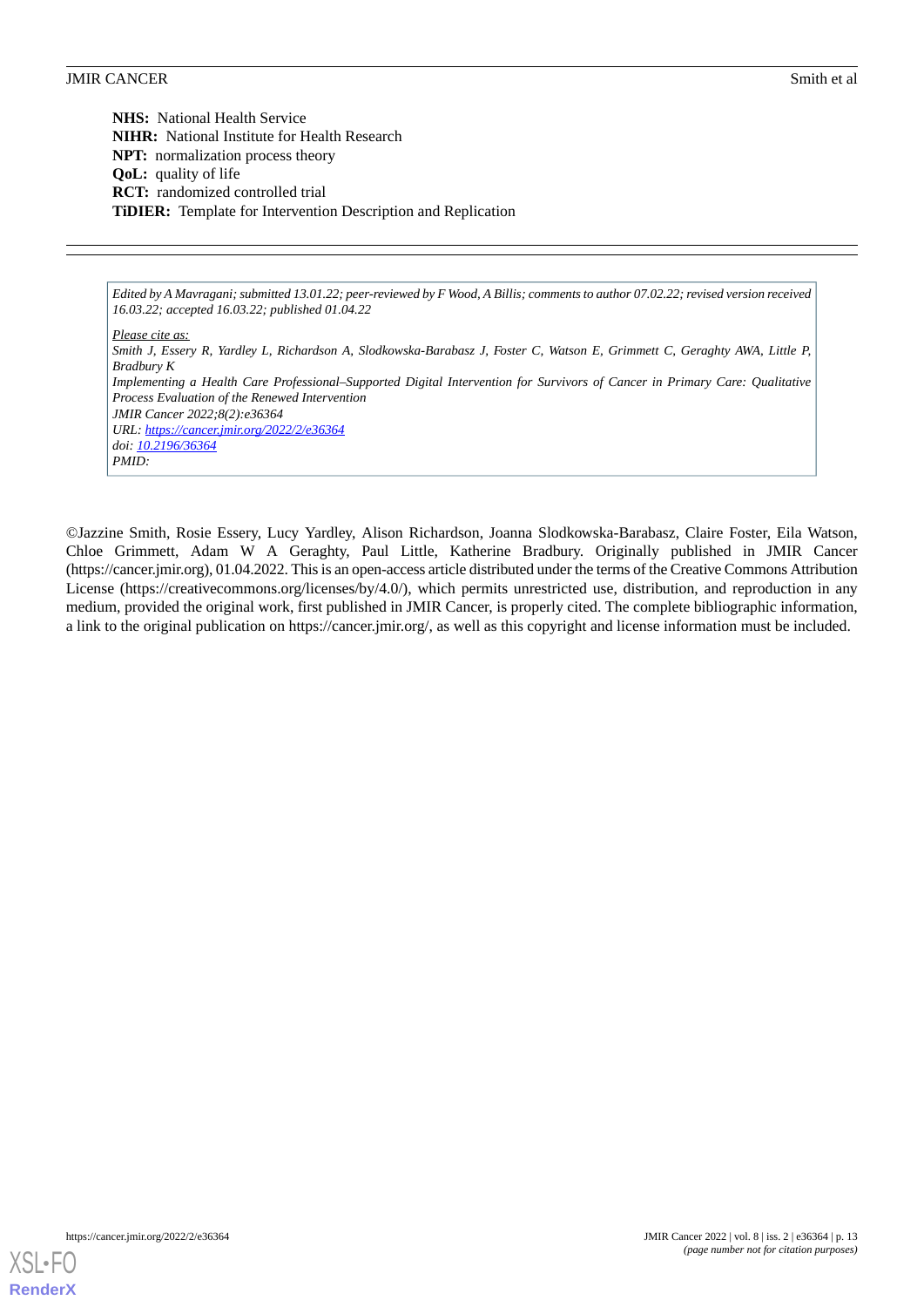**NHS:** National Health Service
**NIHR:** National Institute for Health Research
**NPT:** normalization process theory
**QoL:** quality of life
**RCT:** randomized controlled trial
**TiDIER:** Template for Intervention Description and Replication

---

*Edited by A Mavragani; submitted 13.01.22; peer-reviewed by F Wood, A Billis; comments to author 07.02.22; revised version received 16.03.22; accepted 16.03.22; published 01.04.22*

*Please cite as:*
*Smith J, Essery R, Yardley L, Richardson A, Slodkowska-Barabasz J, Foster C, Watson E, Grimmett C, Geraghty AWA, Little P, Bradbury K*
*Implementing a Health Care Professional–Supported Digital Intervention for Survivors of Cancer in Primary Care: Qualitative Process Evaluation of the Renewed Intervention*
*JMIR Cancer 2022;8(2):e36364*
*URL: https://cancer.jmir.org/2022/2/e36364*
*doi: 10.2196/36364*
*PMID:*

©Jazzine Smith, Rosie Essery, Lucy Yardley, Alison Richardson, Joanna Slodkowska-Barabasz, Claire Foster, Eila Watson, Chloe Grimmett, Adam W A Geraghty, Paul Little, Katherine Bradbury. Originally published in JMIR Cancer (https://cancer.jmir.org), 01.04.2022. This is an open-access article distributed under the terms of the Creative Commons Attribution License (https://creativecommons.org/licenses/by/4.0/), which permits unrestricted use, distribution, and reproduction in any medium, provided the original work, first published in JMIR Cancer, is properly cited. The complete bibliographic information, a link to the original publication on https://cancer.jmir.org/, as well as this copyright and license information must be included.